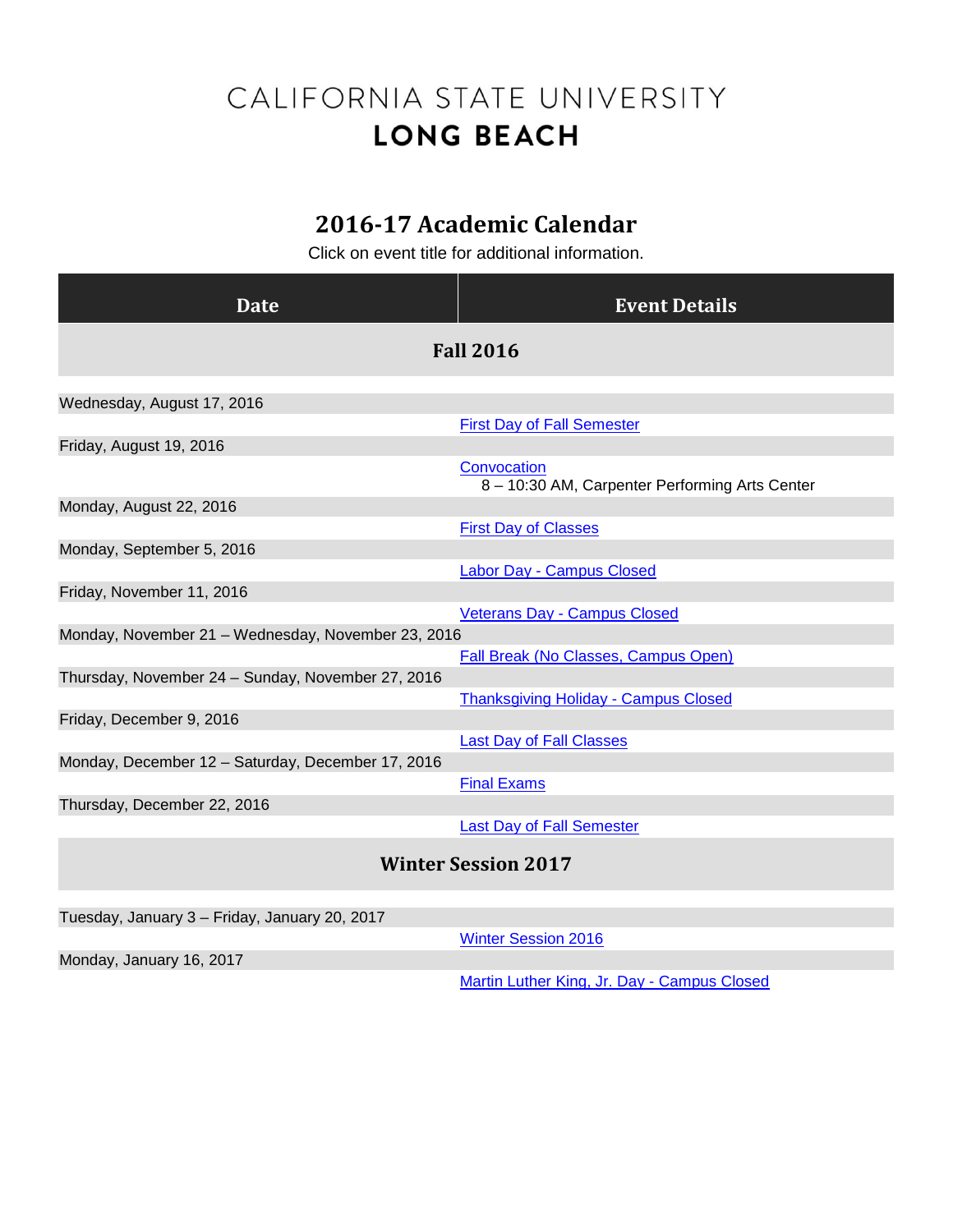# CALIFORNIA STATE UNIVERSITY
# LONG BEACH

## 2016-17 Academic Calendar

Click on event title for additional information.

| Date | Event Details |
|---|---|
| **Fall 2016** | |
| Wednesday, August 17, 2016 | First Day of Fall Semester |
| Friday, August 19, 2016 | Convocation<br>8 – 10:30 AM, Carpenter Performing Arts Center |
| Monday, August 22, 2016 | First Day of Classes |
| Monday, September 5, 2016 | Labor Day - Campus Closed |
| Friday, November 11, 2016 | Veterans Day - Campus Closed |
| Monday, November 21 – Wednesday, November 23, 2016 | Fall Break (No Classes, Campus Open) |
| Thursday, November 24 – Sunday, November 27, 2016 | Thanksgiving Holiday - Campus Closed |
| Friday, December 9, 2016 | Last Day of Fall Classes |
| Monday, December 12 – Saturday, December 17, 2016 | Final Exams |
| Thursday, December 22, 2016 | Last Day of Fall Semester |
| **Winter Session 2017** | |
| Tuesday, January 3 – Friday, January 20, 2017 | Winter Session 2016 |
| Monday, January 16, 2017 | Martin Luther King, Jr. Day - Campus Closed |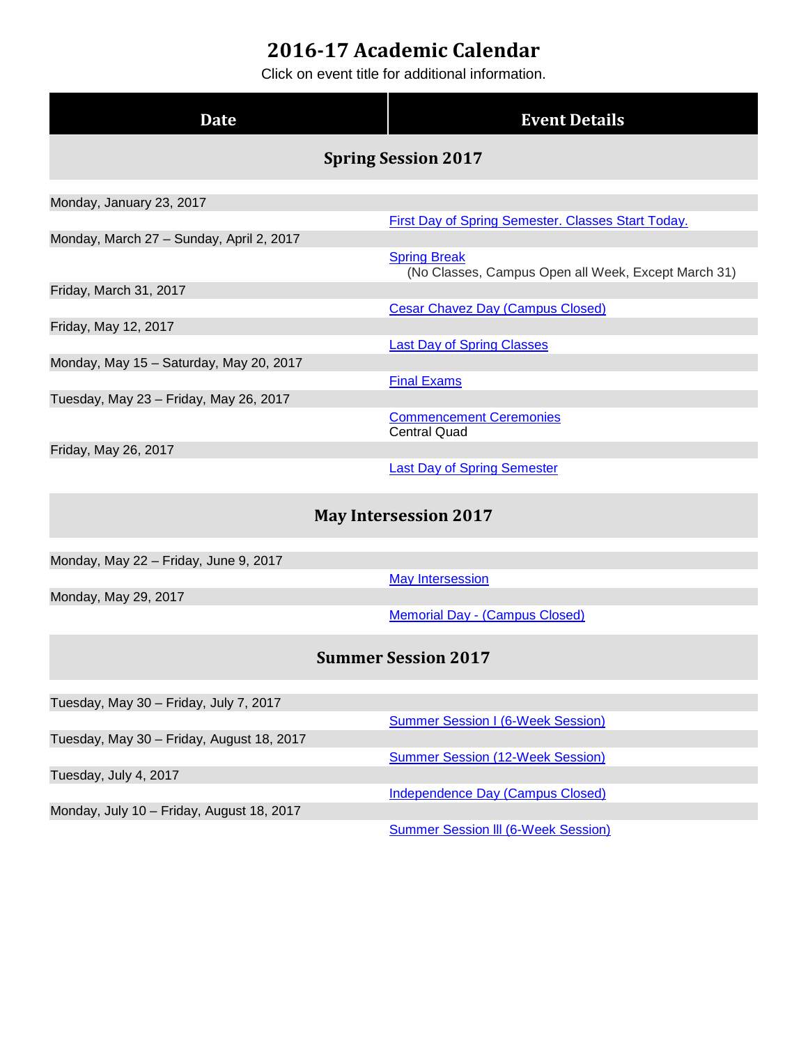# 2016-17 Academic Calendar

Click on event title for additional information.

| Date | Event Details |
|---|---|
| **Spring Session 2017** | |
| Monday, January 23, 2017 | First Day of Spring Semester. Classes Start Today. |
| Monday, March 27 – Sunday, April 2, 2017 | Spring Break (No Classes, Campus Open all Week, Except March 31) |
| Friday, March 31, 2017 | Cesar Chavez Day (Campus Closed) |
| Friday, May 12, 2017 | Last Day of Spring Classes |
| Monday, May 15 – Saturday, May 20, 2017 | Final Exams |
| Tuesday, May 23 – Friday, May 26, 2017 | Commencement Ceremonies Central Quad |
| Friday, May 26, 2017 | Last Day of Spring Semester |
| **May Intersession 2017** | |
| Monday, May 22 – Friday, June 9, 2017 | May Intersession |
| Monday, May 29, 2017 | Memorial Day - (Campus Closed) |
| **Summer Session 2017** | |
| Tuesday, May 30 – Friday, July 7, 2017 | Summer Session I (6-Week Session) |
| Tuesday, May 30 – Friday, August 18, 2017 | Summer Session (12-Week Session) |
| Tuesday, July 4, 2017 | Independence Day (Campus Closed) |
| Monday, July 10 – Friday, August 18, 2017 | Summer Session lll (6-Week Session) |